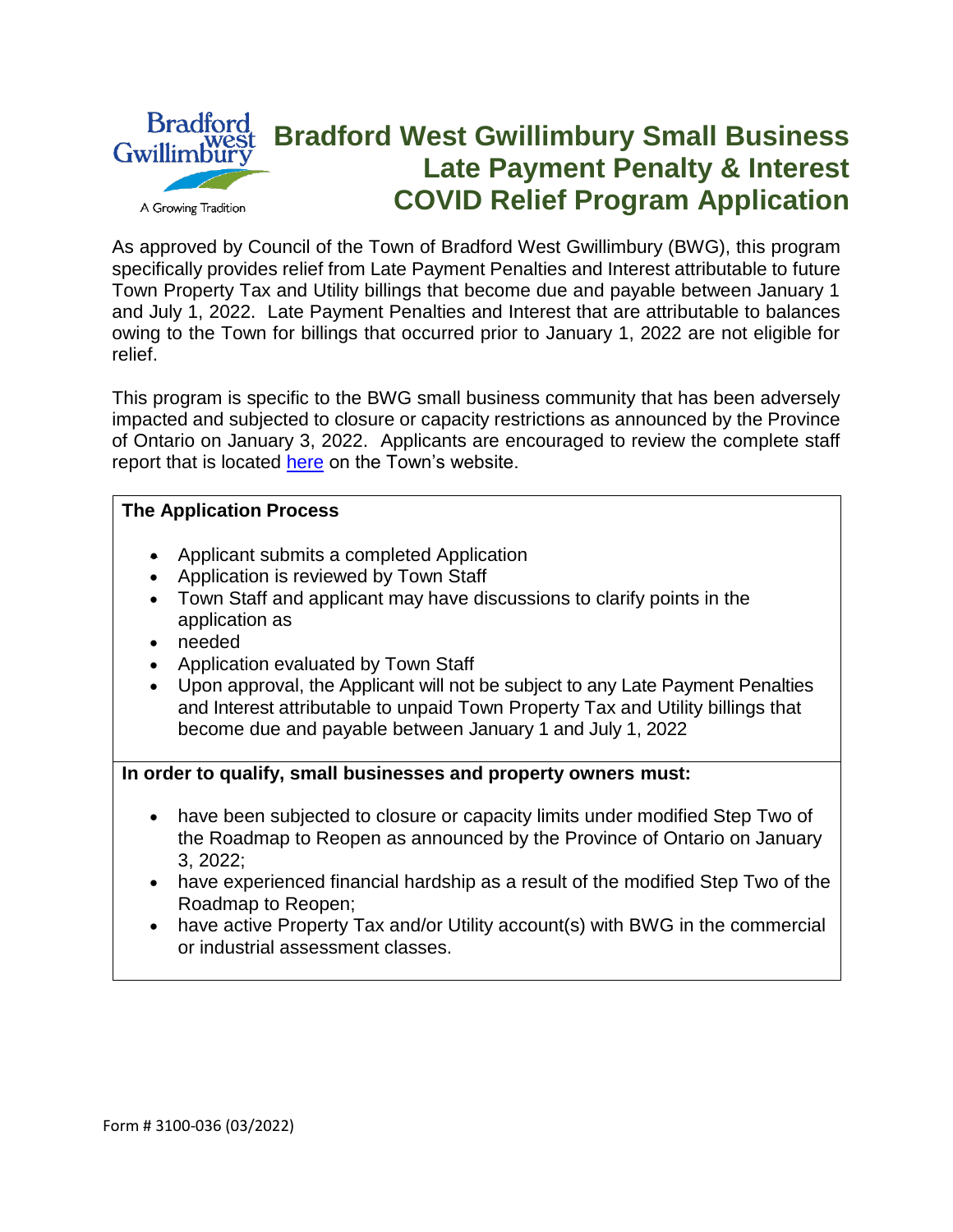Bradford West Gwillimbury

A Growing Tradition

# Bradford West Gwillimbury Small Business Late Payment Penalty & Interest COVID Relief Program Application

As approved by Council of the Town of Bradford West Gwillimbury (BWG), this program specifically provides relief from Late Payment Penalties and Interest attributable to future Town Property Tax and Utility billings that become due and payable between January 1 and July 1, 2022. Late Payment Penalties and Interest that are attributable to balances owing to the Town for billings that occurred prior to January 1, 2022 are not eligible for relief.

This program is specific to the BWG small business community that has been adversely impacted and subjected to closure or capacity restrictions as announced by the Province of Ontario on January 3, 2022. Applicants are encouraged to review the complete staff report that is located here on the Town's website.

**The Application Process**

- Applicant submits a completed Application
- Application is reviewed by Town Staff
- Town Staff and applicant may have discussions to clarify points in the application as
- needed
- Application evaluated by Town Staff
- Upon approval, the Applicant will not be subject to any Late Payment Penalties and Interest attributable to unpaid Town Property Tax and Utility billings that become due and payable between January 1 and July 1, 2022

**In order to qualify, small businesses and property owners must:**

- have been subjected to closure or capacity limits under modified Step Two of the Roadmap to Reopen as announced by the Province of Ontario on January 3, 2022;
- have experienced financial hardship as a result of the modified Step Two of the Roadmap to Reopen;
- have active Property Tax and/or Utility account(s) with BWG in the commercial or industrial assessment classes.

Form # 3100-036 (03/2022)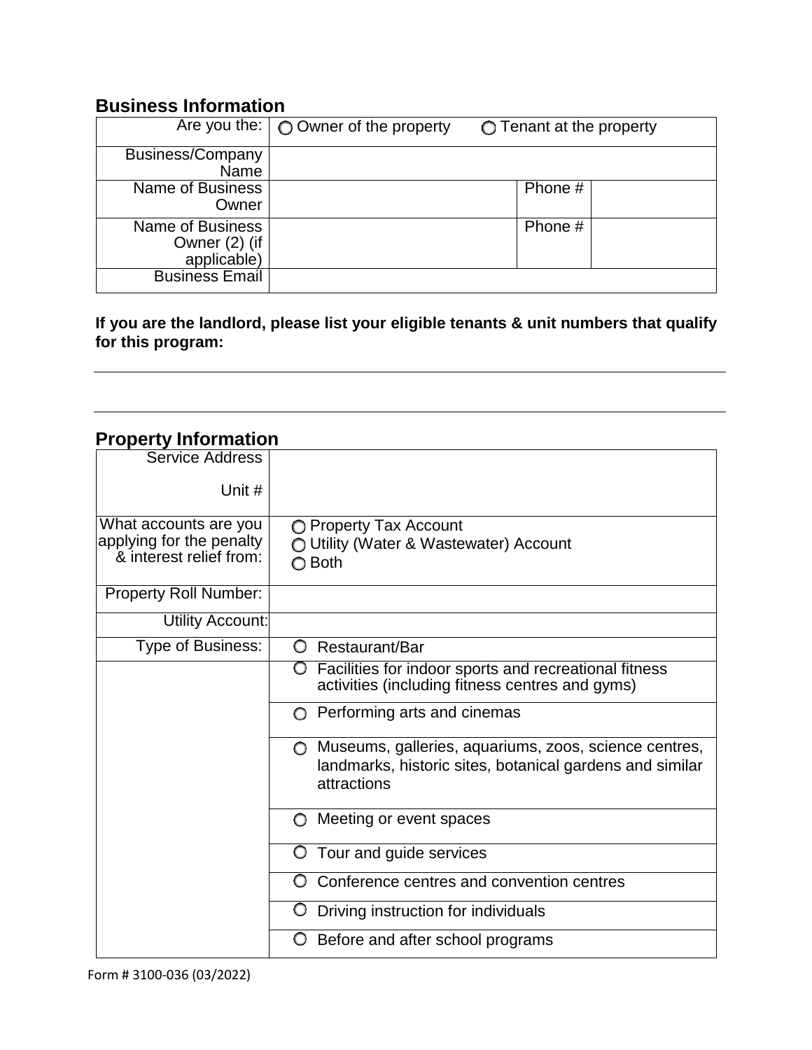## Business Information

| Are you the: | ○ Owner of the property ○ Tenant at the property | | |
|---|---|---|---|
| Business/Company Name | | | |
| Name of Business Owner | | Phone # | |
| Name of Business Owner (2) (if applicable) | | Phone # | |
| Business Email | | | |

**If you are the landlord, please list your eligible tenants & unit numbers that qualify for this program:**

---

---

## Property Information

| | |
|---|---|
| Service Address<br><br>Unit # | |
| What accounts are you applying for the penalty & interest relief from: | ○ Property Tax Account<br>○ Utility (Water & Wastewater) Account<br>○ Both |
| Property Roll Number: | |
| Utility Account: | |
| Type of Business: | ○ Restaurant/Bar |
| | ○ Facilities for indoor sports and recreational fitness activities (including fitness centres and gyms) |
| | ○ Performing arts and cinemas |
| | ○ Museums, galleries, aquariums, zoos, science centres, landmarks, historic sites, botanical gardens and similar attractions |
| | ○ Meeting or event spaces |
| | ○ Tour and guide services |
| | ○ Conference centres and convention centres |
| | ○ Driving instruction for individuals |
| | ○ Before and after school programs |

Form # 3100-036 (03/2022)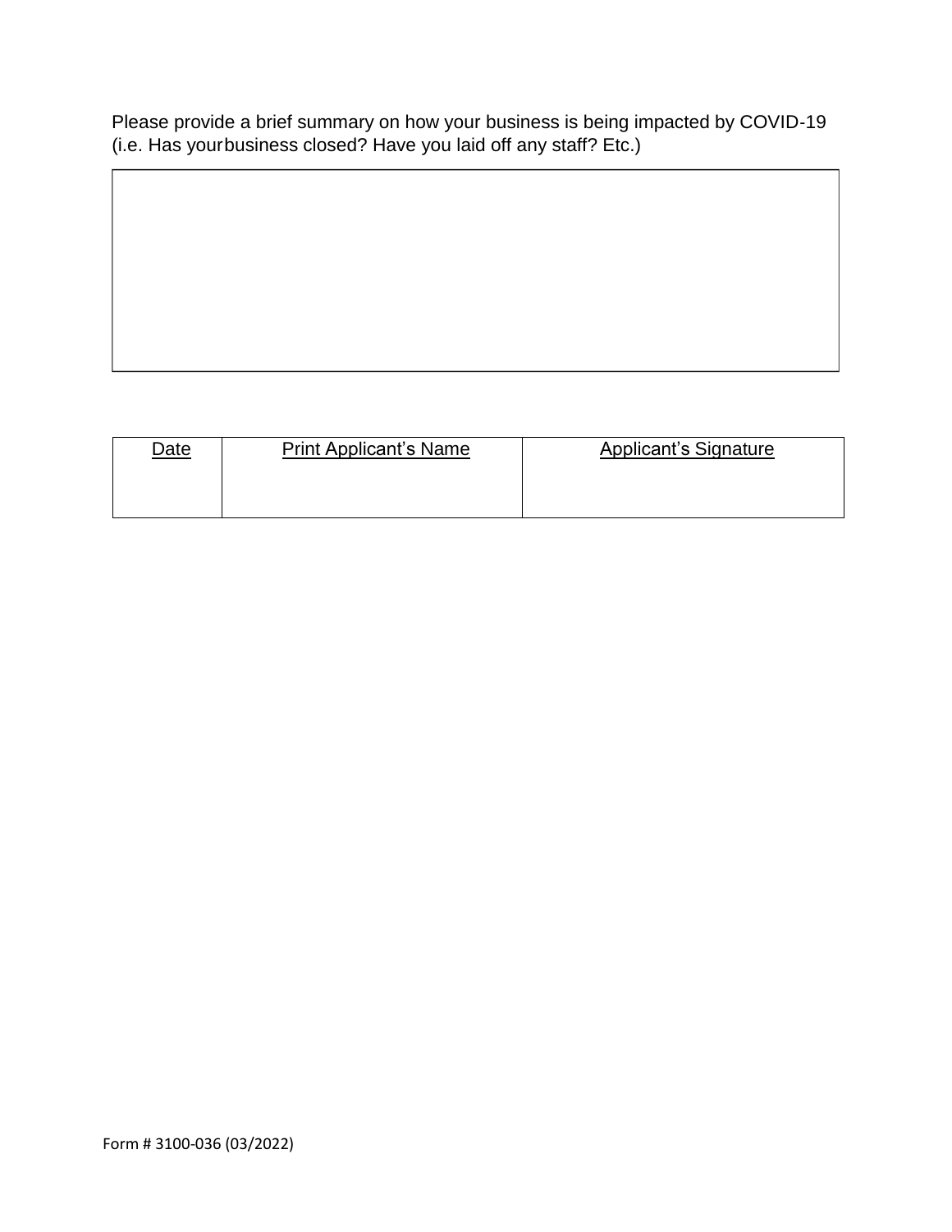Please provide a brief summary on how your business is being impacted by COVID-19 (i.e. Has yourbusiness closed? Have you laid off any staff? Etc.)

| |
|---|
| |

| Date | Print Applicant's Name | Applicant's Signature |
|---|---|---|
| | | |

Form # 3100-036 (03/2022)